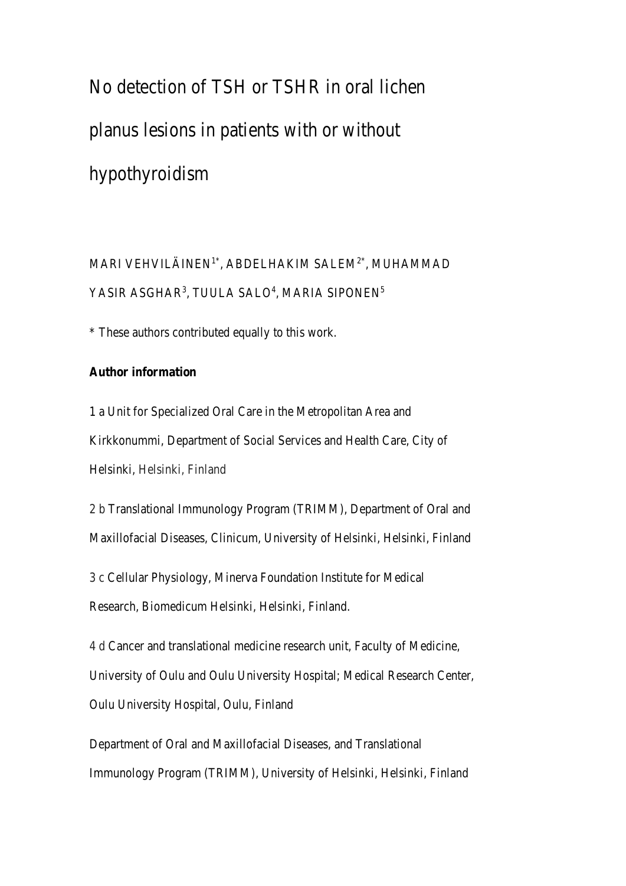# No detection of TSH or TSHR in oral lichen planus lesions in patients with or without hypothyroidism

MARI VEHVILÄINEN[1*], ABDELHAKIM SALEM[2*], MUHAMMAD YASIR ASGHAR[3], TUULA SALO[4], MARIA SIPONEN[5]

\* These authors contributed equally to this work.

**Author information**

1 a Unit for Specialized Oral Care in the Metropolitan Area and Kirkkonummi, Department of Social Services and Health Care, City of Helsinki, Helsinki, Finland

2 b Translational Immunology Program (TRIMM), Department of Oral and Maxillofacial Diseases, Clinicum, University of Helsinki, Helsinki, Finland

3 c Cellular Physiology, Minerva Foundation Institute for Medical Research, Biomedicum Helsinki, Helsinki, Finland.

4 d Cancer and translational medicine research unit, Faculty of Medicine, University of Oulu and Oulu University Hospital; Medical Research Center, Oulu University Hospital, Oulu, Finland

Department of Oral and Maxillofacial Diseases, and Translational Immunology Program (TRIMM), University of Helsinki, Helsinki, Finland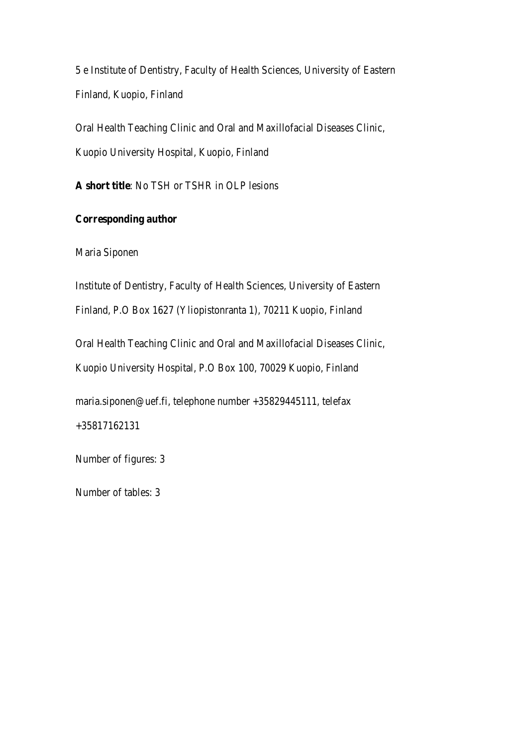5 e Institute of Dentistry, Faculty of Health Sciences, University of Eastern Finland, Kuopio, Finland

Oral Health Teaching Clinic and Oral and Maxillofacial Diseases Clinic, Kuopio University Hospital, Kuopio, Finland

**A short title**: No TSH or TSHR in OLP lesions

**Corresponding author**

Maria Siponen

Institute of Dentistry, Faculty of Health Sciences, University of Eastern Finland, P.O Box 1627 (Yliopistonranta 1), 70211 Kuopio, Finland

Oral Health Teaching Clinic and Oral and Maxillofacial Diseases Clinic, Kuopio University Hospital, P.O Box 100, 70029 Kuopio, Finland

maria.siponen@uef.fi, telephone number +35829445111, telefax +35817162131

Number of figures: 3

Number of tables: 3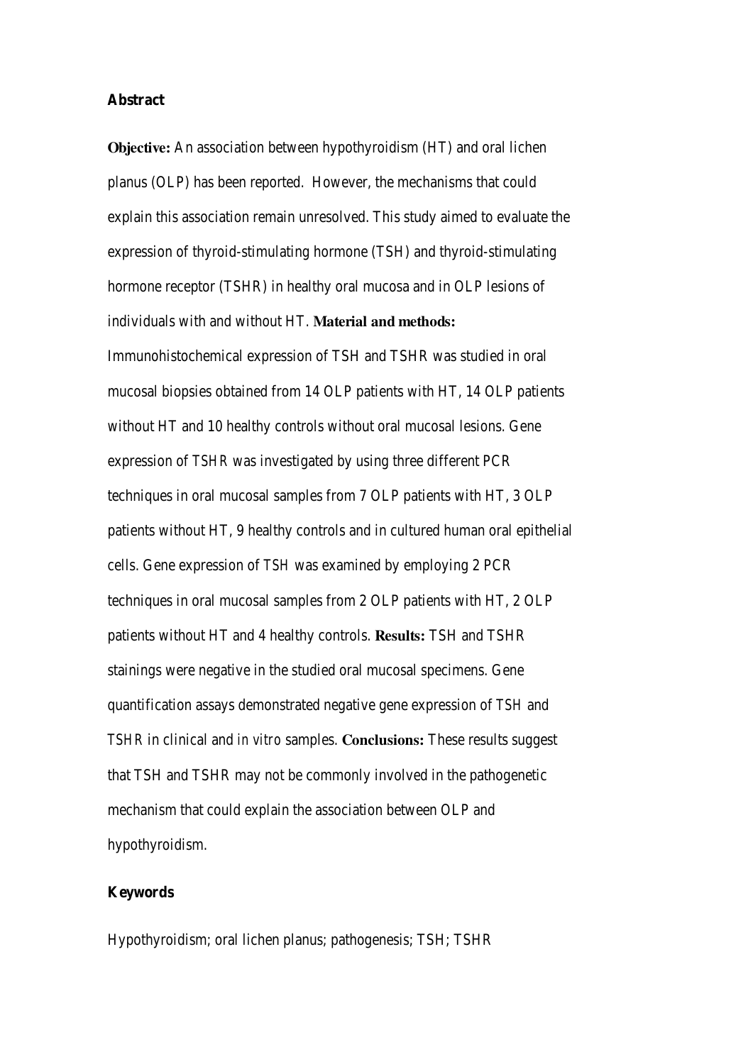## Abstract

**Objective:** An association between hypothyroidism (HT) and oral lichen planus (OLP) has been reported. However, the mechanisms that could explain this association remain unresolved. This study aimed to evaluate the expression of thyroid-stimulating hormone (TSH) and thyroid-stimulating hormone receptor (TSHR) in healthy oral mucosa and in OLP lesions of individuals with and without HT. **Material and methods:** Immunohistochemical expression of TSH and TSHR was studied in oral mucosal biopsies obtained from 14 OLP patients with HT, 14 OLP patients without HT and 10 healthy controls without oral mucosal lesions. Gene expression of *TSHR* was investigated by using three different PCR techniques in oral mucosal samples from 7 OLP patients with HT, 3 OLP patients without HT, 9 healthy controls and in cultured human oral epithelial cells. Gene expression of *TSH* was examined by employing 2 PCR techniques in oral mucosal samples from 2 OLP patients with HT, 2 OLP patients without HT and 4 healthy controls. **Results:** TSH and TSHR stainings were negative in the studied oral mucosal specimens. Gene quantification assays demonstrated negative gene expression of *TSH* and *TSHR* in clinical and *in vitro* samples. **Conclusions:** These results suggest that TSH and TSHR may not be commonly involved in the pathogenetic mechanism that could explain the association between OLP and hypothyroidism.

## Keywords

Hypothyroidism; oral lichen planus; pathogenesis; TSH; TSHR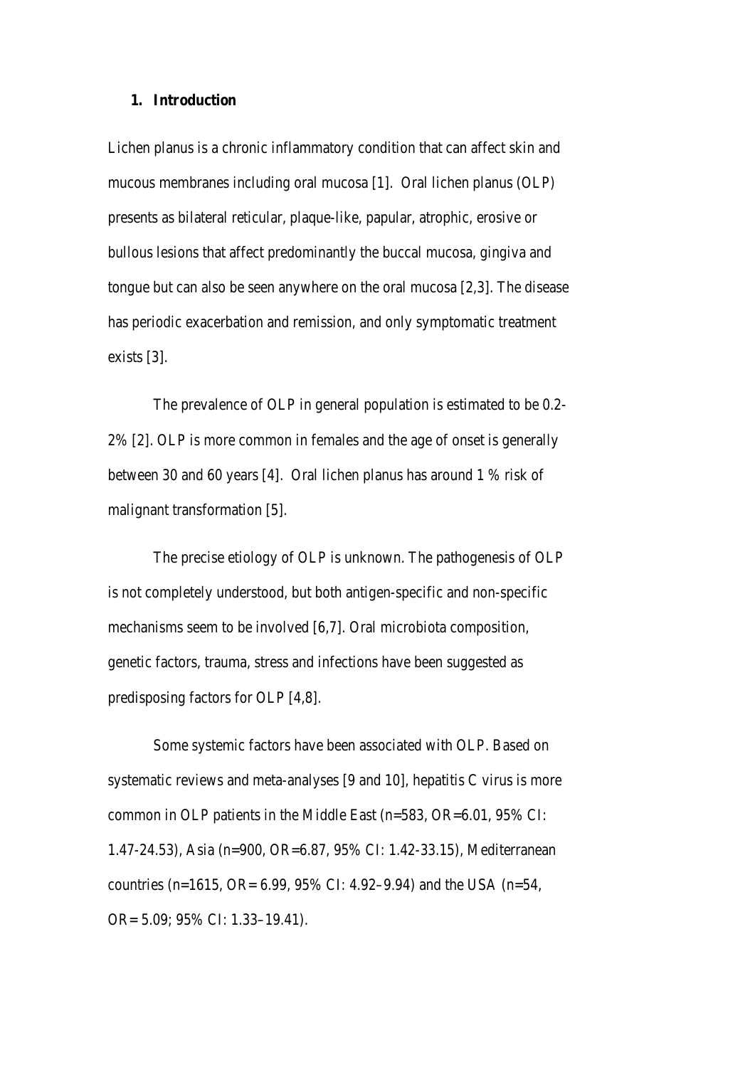## 1. Introduction

Lichen planus is a chronic inflammatory condition that can affect skin and mucous membranes including oral mucosa [1]. Oral lichen planus (OLP) presents as bilateral reticular, plaque-like, papular, atrophic, erosive or bullous lesions that affect predominantly the buccal mucosa, gingiva and tongue but can also be seen anywhere on the oral mucosa [2,3]. The disease has periodic exacerbation and remission, and only symptomatic treatment exists [3].

The prevalence of OLP in general population is estimated to be 0.2-2% [2]. OLP is more common in females and the age of onset is generally between 30 and 60 years [4]. Oral lichen planus has around 1 % risk of malignant transformation [5].

The precise etiology of OLP is unknown. The pathogenesis of OLP is not completely understood, but both antigen-specific and non-specific mechanisms seem to be involved [6,7]. Oral microbiota composition, genetic factors, trauma, stress and infections have been suggested as predisposing factors for OLP [4,8].

Some systemic factors have been associated with OLP. Based on systematic reviews and meta-analyses [9 and 10], hepatitis C virus is more common in OLP patients in the Middle East (n=583, OR=6.01, 95% CI: 1.47-24.53), Asia (n=900, OR=6.87, 95% CI: 1.42-33.15), Mediterranean countries (n=1615, OR= 6.99, 95% CI: 4.92–9.94) and the USA (n=54, OR= 5.09; 95% CI: 1.33–19.41).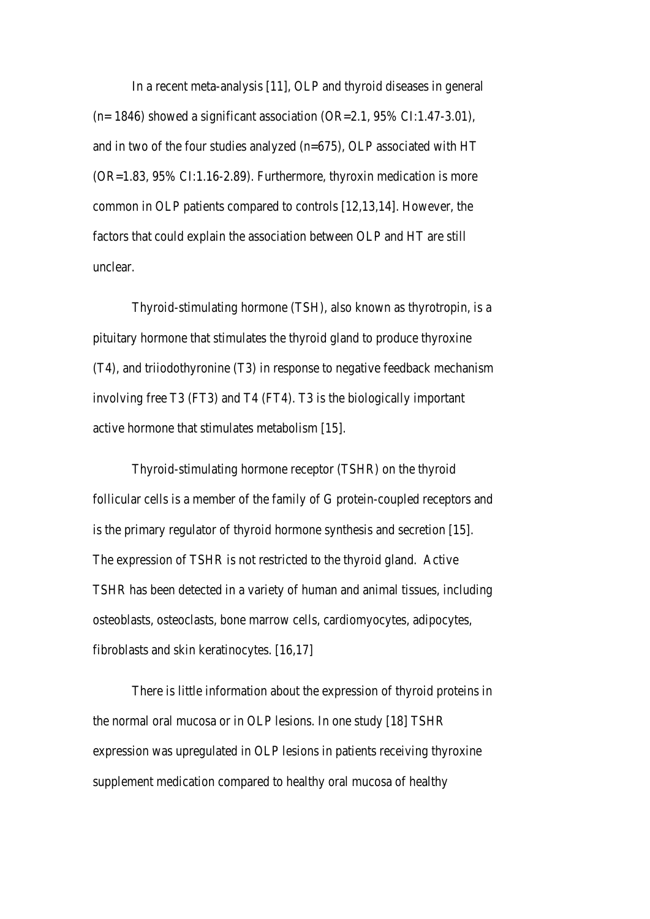In a recent meta-analysis [11], OLP and thyroid diseases in general (n= 1846) showed a significant association (OR=2.1, 95% CI:1.47-3.01), and in two of the four studies analyzed (n=675), OLP associated with HT (OR=1.83, 95% CI:1.16-2.89). Furthermore, thyroxin medication is more common in OLP patients compared to controls [12,13,14]. However, the factors that could explain the association between OLP and HT are still unclear.

Thyroid-stimulating hormone (TSH), also known as thyrotropin, is a pituitary hormone that stimulates the thyroid gland to produce thyroxine (T4), and triiodothyronine (T3) in response to negative feedback mechanism involving free T3 (FT3) and T4 (FT4). T3 is the biologically important active hormone that stimulates metabolism [15].

Thyroid-stimulating hormone receptor (TSHR) on the thyroid follicular cells is a member of the family of G protein-coupled receptors and is the primary regulator of thyroid hormone synthesis and secretion [15]. The expression of TSHR is not restricted to the thyroid gland. Active TSHR has been detected in a variety of human and animal tissues, including osteoblasts, osteoclasts, bone marrow cells, cardiomyocytes, adipocytes, fibroblasts and skin keratinocytes. [16,17]

There is little information about the expression of thyroid proteins in the normal oral mucosa or in OLP lesions. In one study [18] TSHR expression was upregulated in OLP lesions in patients receiving thyroxine supplement medication compared to healthy oral mucosa of healthy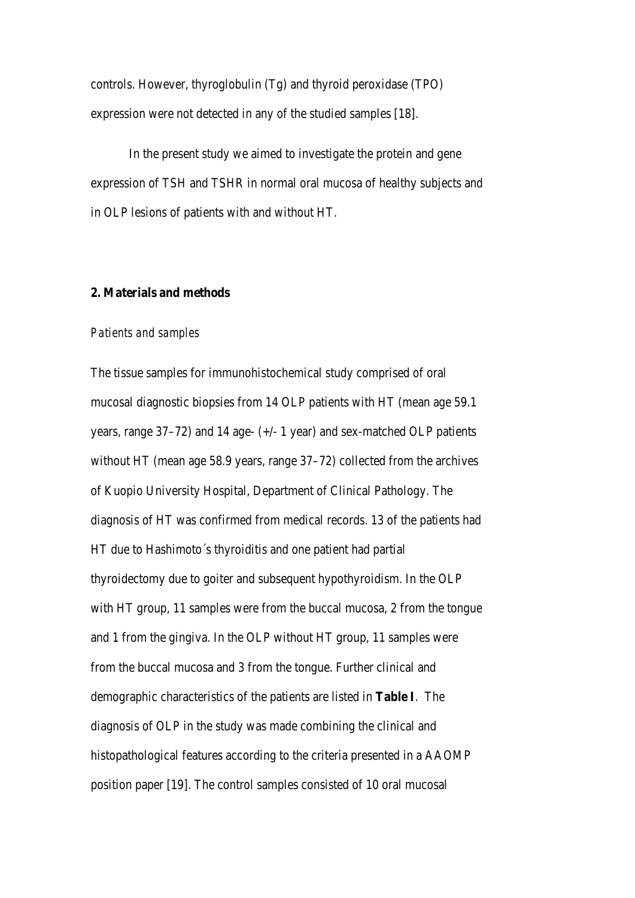controls. However, thyroglobulin (Tg) and thyroid peroxidase (TPO) expression were not detected in any of the studied samples [18].

In the present study we aimed to investigate the protein and gene expression of TSH and TSHR in normal oral mucosa of healthy subjects and in OLP lesions of patients with and without HT.

## 2. Materials and methods

### *Patients and samples*

The tissue samples for immunohistochemical study comprised of oral mucosal diagnostic biopsies from 14 OLP patients with HT (mean age 59.1 years, range 37–72) and 14 age- (+/- 1 year) and sex-matched OLP patients without HT (mean age 58.9 years, range 37–72) collected from the archives of Kuopio University Hospital, Department of Clinical Pathology. The diagnosis of HT was confirmed from medical records. 13 of the patients had HT due to Hashimoto´s thyroiditis and one patient had partial thyroidectomy due to goiter and subsequent hypothyroidism. In the OLP with HT group, 11 samples were from the buccal mucosa, 2 from the tongue and 1 from the gingiva. In the OLP without HT group, 11 samples were from the buccal mucosa and 3 from the tongue. Further clinical and demographic characteristics of the patients are listed in **Table I**. The diagnosis of OLP in the study was made combining the clinical and histopathological features according to the criteria presented in a AAOMP position paper [19]. The control samples consisted of 10 oral mucosal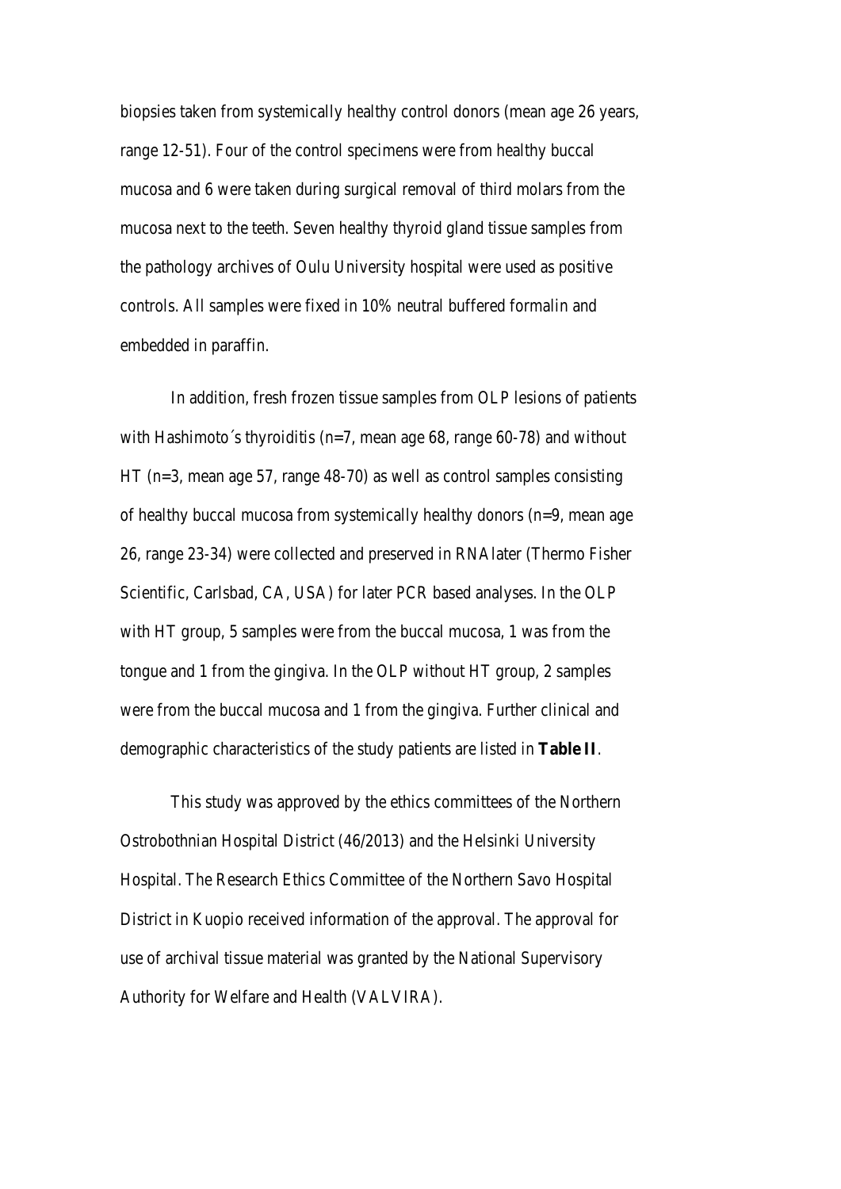biopsies taken from systemically healthy control donors (mean age 26 years, range 12-51). Four of the control specimens were from healthy buccal mucosa and 6 were taken during surgical removal of third molars from the mucosa next to the teeth. Seven healthy thyroid gland tissue samples from the pathology archives of Oulu University hospital were used as positive controls. All samples were fixed in 10% neutral buffered formalin and embedded in paraffin.

In addition, fresh frozen tissue samples from OLP lesions of patients with Hashimoto´s thyroiditis (n=7, mean age 68, range 60-78) and without HT (n=3, mean age 57, range 48-70) as well as control samples consisting of healthy buccal mucosa from systemically healthy donors (n=9, mean age 26, range 23-34) were collected and preserved in RNAlater (Thermo Fisher Scientific, Carlsbad, CA, USA) for later PCR based analyses. In the OLP with HT group, 5 samples were from the buccal mucosa, 1 was from the tongue and 1 from the gingiva. In the OLP without HT group, 2 samples were from the buccal mucosa and 1 from the gingiva. Further clinical and demographic characteristics of the study patients are listed in **Table II**.

This study was approved by the ethics committees of the Northern Ostrobothnian Hospital District (46/2013) and the Helsinki University Hospital. The Research Ethics Committee of the Northern Savo Hospital District in Kuopio received information of the approval. The approval for use of archival tissue material was granted by the National Supervisory Authority for Welfare and Health (VALVIRA).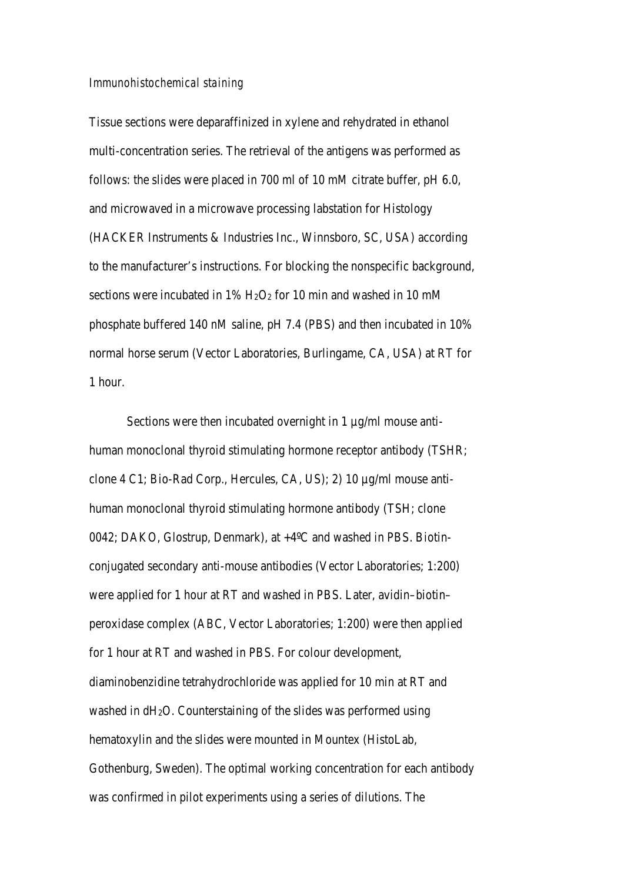*Immunohistochemical staining*

Tissue sections were deparaffinized in xylene and rehydrated in ethanol multi-concentration series. The retrieval of the antigens was performed as follows: the slides were placed in 700 ml of 10 mM citrate buffer, pH 6.0, and microwaved in a microwave processing labstation for Histology (HACKER Instruments & Industries Inc., Winnsboro, SC, USA) according to the manufacturer's instructions. For blocking the nonspecific background, sections were incubated in 1% $H_2O_2$ for 10 min and washed in 10 mM phosphate buffered 140 nM saline, pH 7.4 (PBS) and then incubated in 10% normal horse serum (Vector Laboratories, Burlingame, CA, USA) at RT for 1 hour.

Sections were then incubated overnight in 1 µg/ml mouse anti-human monoclonal thyroid stimulating hormone receptor antibody (TSHR; clone 4 C1; Bio-Rad Corp., Hercules, CA, US); 2) 10 µg/ml mouse anti-human monoclonal thyroid stimulating hormone antibody (TSH; clone 0042; DAKO, Glostrup, Denmark), at +4ºC and washed in PBS. Biotin-conjugated secondary anti-mouse antibodies (Vector Laboratories; 1:200) were applied for 1 hour at RT and washed in PBS. Later, avidin–biotin–peroxidase complex (ABC, Vector Laboratories; 1:200) were then applied for 1 hour at RT and washed in PBS. For colour development, diaminobenzidine tetrahydrochloride was applied for 10 min at RT and washed in $dH_2O$. Counterstaining of the slides was performed using hematoxylin and the slides were mounted in Mountex (HistoLab, Gothenburg, Sweden). The optimal working concentration for each antibody was confirmed in pilot experiments using a series of dilutions. The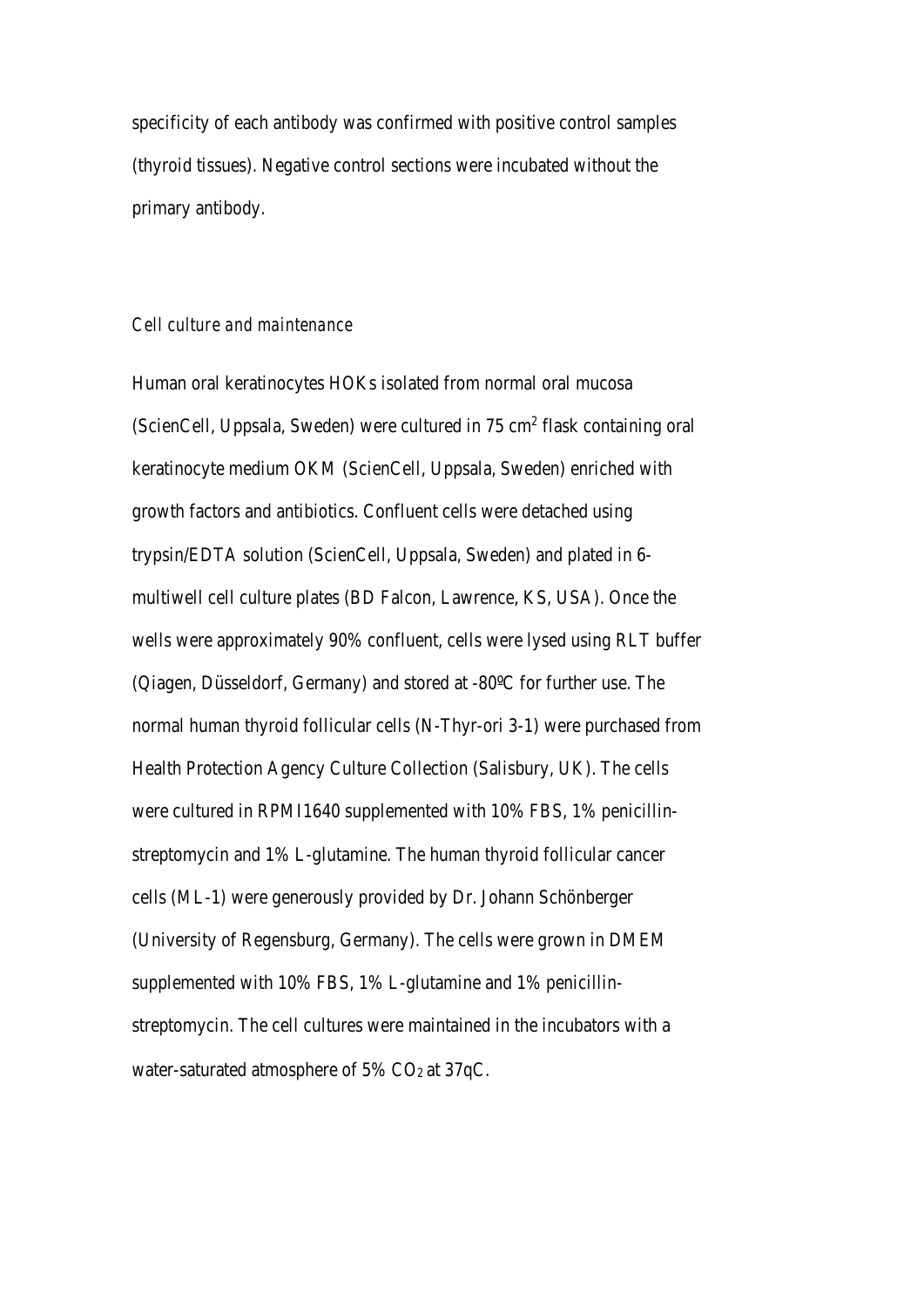specificity of each antibody was confirmed with positive control samples (thyroid tissues). Negative control sections were incubated without the primary antibody.

*Cell culture and maintenance*

Human oral keratinocytes HOKs isolated from normal oral mucosa (ScienCell, Uppsala, Sweden) were cultured in 75 $cm^2$ flask containing oral keratinocyte medium OKM (ScienCell, Uppsala, Sweden) enriched with growth factors and antibiotics. Confluent cells were detached using trypsin/EDTA solution (ScienCell, Uppsala, Sweden) and plated in 6-multiwell cell culture plates (BD Falcon, Lawrence, KS, USA). Once the wells were approximately 90% confluent, cells were lysed using RLT buffer (Qiagen, Düsseldorf, Germany) and stored at -80ºC for further use. The normal human thyroid follicular cells (N-Thyr-ori 3-1) were purchased from Health Protection Agency Culture Collection (Salisbury, UK). The cells were cultured in RPMI1640 supplemented with 10% FBS, 1% penicillin-streptomycin and 1% L-glutamine. The human thyroid follicular cancer cells (ML-1) were generously provided by Dr. Johann Schönberger (University of Regensburg, Germany). The cells were grown in DMEM supplemented with 10% FBS, 1% L-glutamine and 1% penicillin-streptomycin. The cell cultures were maintained in the incubators with a water-saturated atmosphere of 5% $CO_2$ at 37qC.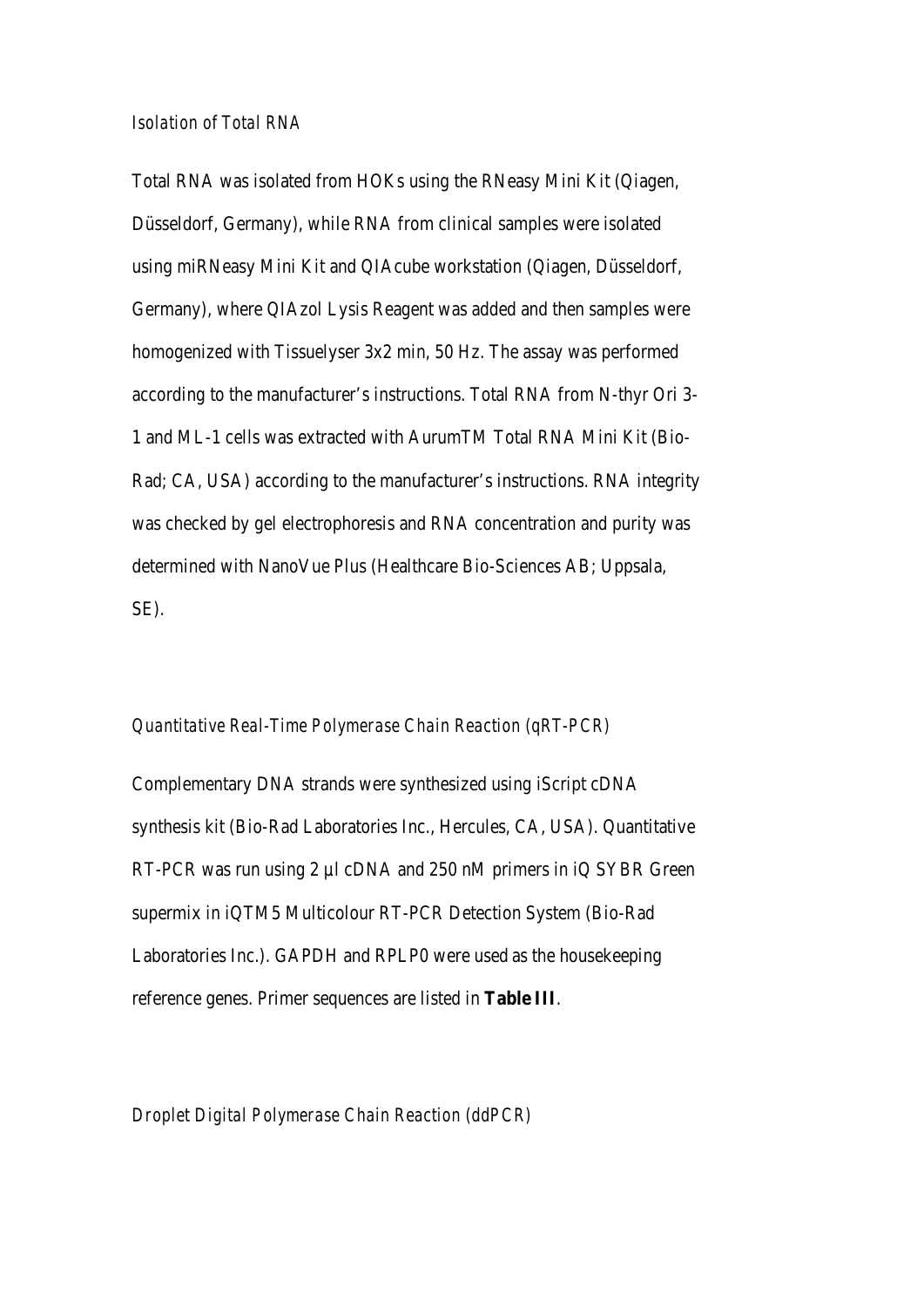*Isolation of Total RNA*

Total RNA was isolated from HOKs using the RNeasy Mini Kit (Qiagen, Düsseldorf, Germany), while RNA from clinical samples were isolated using miRNeasy Mini Kit and QIAcube workstation (Qiagen, Düsseldorf, Germany), where QIAzol Lysis Reagent was added and then samples were homogenized with Tissuelyser 3x2 min, 50 Hz. The assay was performed according to the manufacturer's instructions. Total RNA from N-thyr Ori 3-1 and ML-1 cells was extracted with AurumTM Total RNA Mini Kit (Bio-Rad; CA, USA) according to the manufacturer's instructions. RNA integrity was checked by gel electrophoresis and RNA concentration and purity was determined with NanoVue Plus (Healthcare Bio-Sciences AB; Uppsala, SE).

*Quantitative Real-Time Polymerase Chain Reaction (qRT-PCR)*

Complementary DNA strands were synthesized using iScript cDNA synthesis kit (Bio-Rad Laboratories Inc., Hercules, CA, USA). Quantitative RT-PCR was run using 2 µl cDNA and 250 nM primers in iQ SYBR Green supermix in iQTM5 Multicolour RT-PCR Detection System (Bio-Rad Laboratories Inc.). GAPDH and RPLP0 were used as the housekeeping reference genes. Primer sequences are listed in **Table III**.

*Droplet Digital Polymerase Chain Reaction (ddPCR)*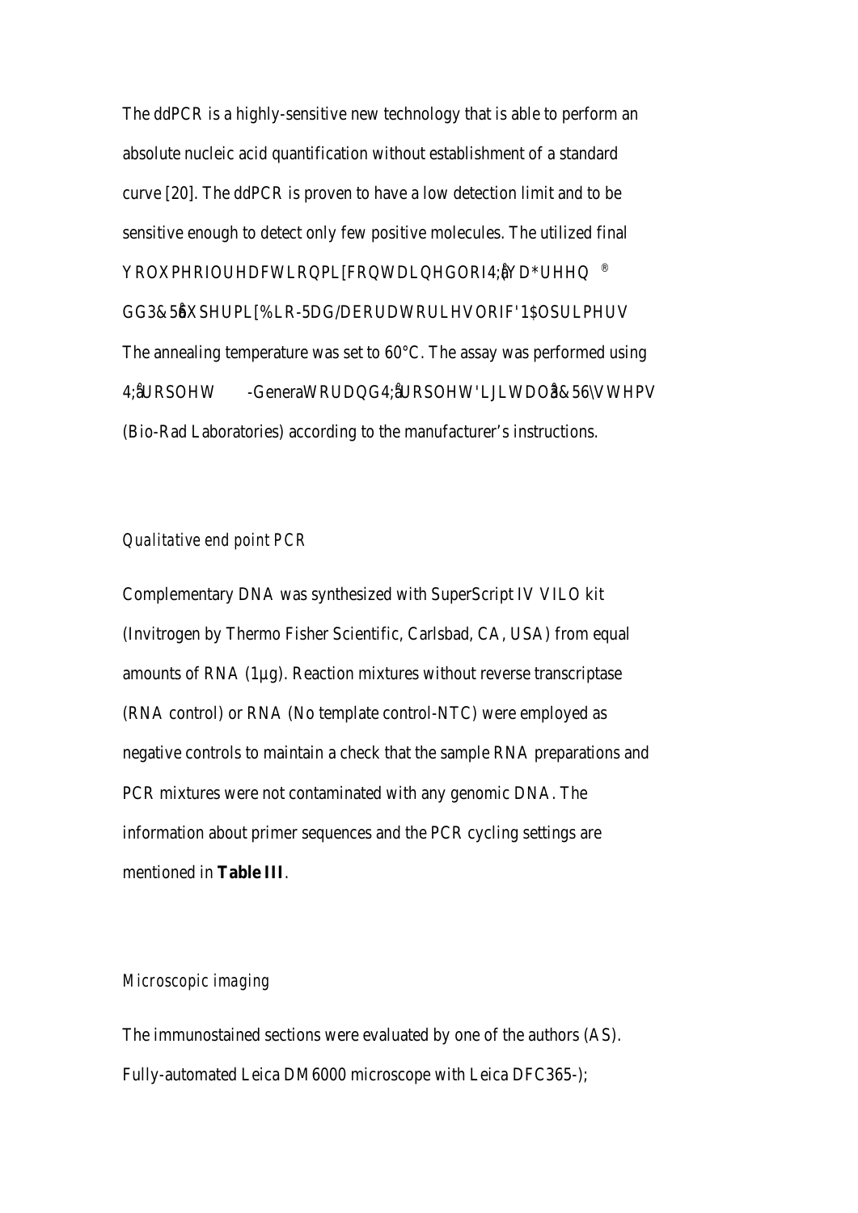The ddPCR is a highly-sensitive new technology that is able to perform an absolute nucleic acid quantification without establishment of a standard curve [20]. The ddPCR is proven to have a low detection limit and to be sensitive enough to detect only few positive molecules. The utilized final YROXPHRIOUHDFWLRQPL[FRQWDLQHGORI4;åYD*UHHQ ® GG3&5å6XSHUPL[%LR-5DG/DERUDWRULHVORIF'1$OSULPHUV The annealing temperature was set to 60°C. The assay was performed using 4;åURSOHW -GeneraWRUDQG4;åURSOHW'LJLWDOå&56\VWHPV (Bio-Rad Laboratories) according to the manufacturer's instructions.

### *Qualitative end point PCR*

Complementary DNA was synthesized with SuperScript IV VILO kit (Invitrogen by Thermo Fisher Scientific, Carlsbad, CA, USA) from equal amounts of RNA (1µg). Reaction mixtures without reverse transcriptase (RNA control) or RNA (No template control-NTC) were employed as negative controls to maintain a check that the sample RNA preparations and PCR mixtures were not contaminated with any genomic DNA. The information about primer sequences and the PCR cycling settings are mentioned in **Table III**.

### *Microscopic imaging*

The immunostained sections were evaluated by one of the authors (AS). Fully-automated Leica DM6000 microscope with Leica DFC365-);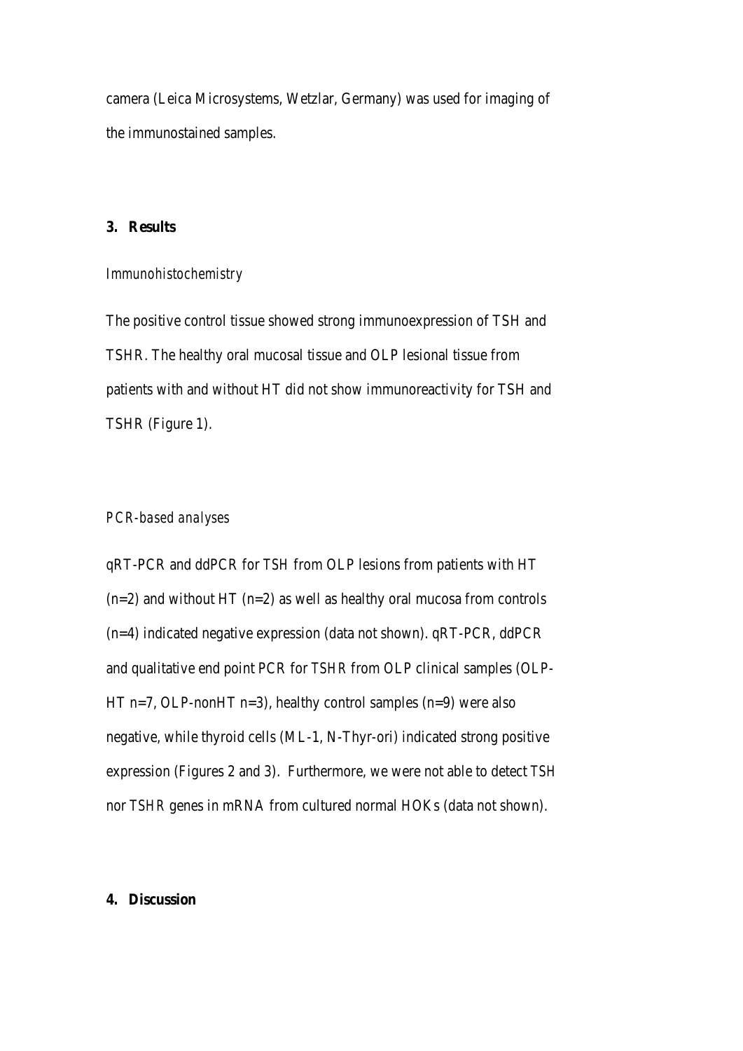camera (Leica Microsystems, Wetzlar, Germany) was used for imaging of the immunostained samples.

## 3. Results

### *Immunohistochemistry*

The positive control tissue showed strong immunoexpression of TSH and TSHR. The healthy oral mucosal tissue and OLP lesional tissue from patients with and without HT did not show immunoreactivity for TSH and TSHR (Figure 1).

### *PCR-based analyses*

qRT-PCR and ddPCR for *TSH* from OLP lesions from patients with HT (n=2) and without HT (n=2) as well as healthy oral mucosa from controls (n=4) indicated negative expression (data not shown). qRT-PCR, ddPCR and qualitative end point PCR for *TSHR* from OLP clinical samples (OLP-HT n=7, OLP-nonHT n=3), healthy control samples (n=9) were also negative, while thyroid cells (ML-1, N-Thyr-ori) indicated strong positive expression (Figures 2 and 3). Furthermore, we were not able to detect *TSH* nor *TSHR* genes in mRNA from cultured normal HOKs (data not shown).

## 4. Discussion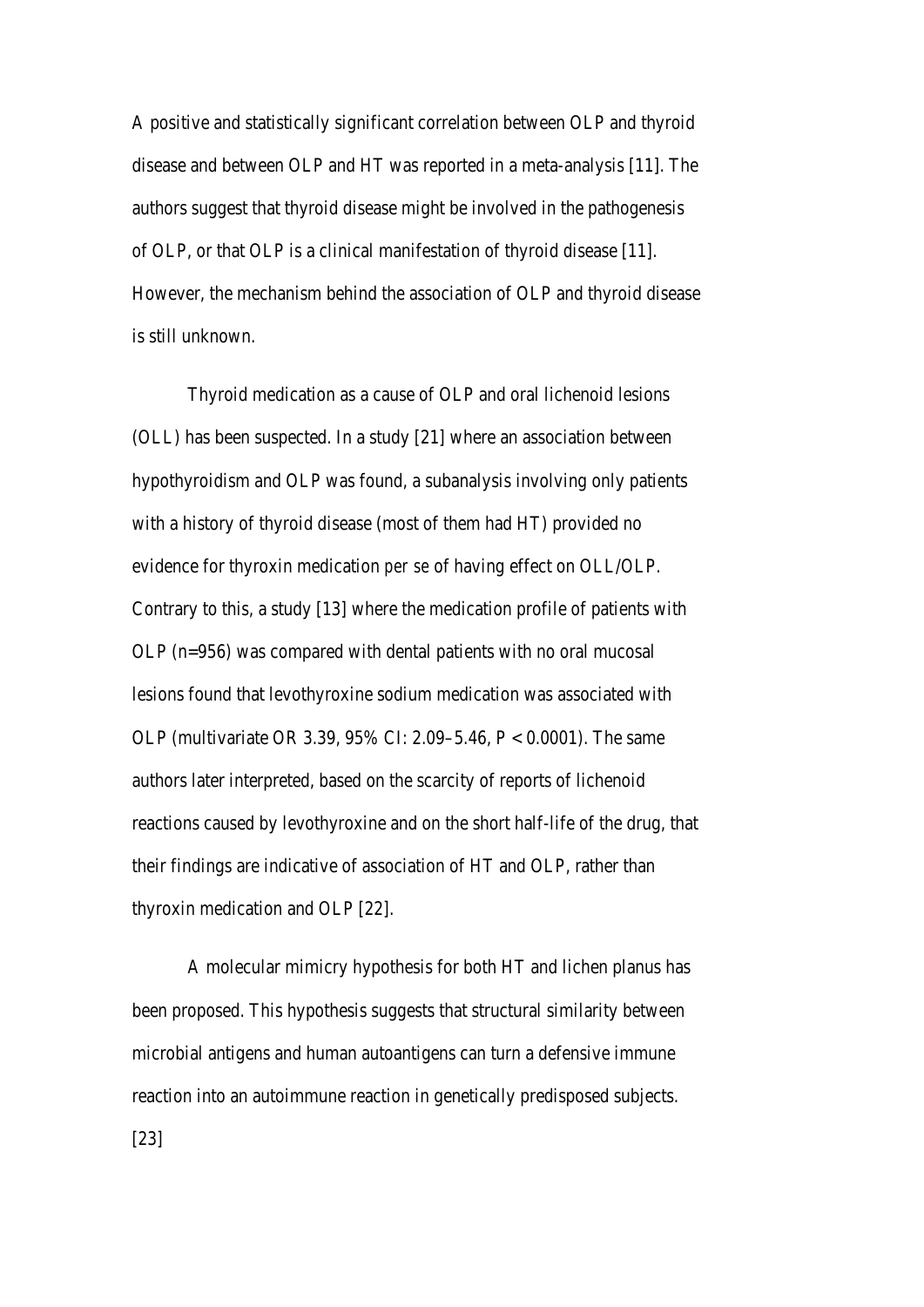A positive and statistically significant correlation between OLP and thyroid disease and between OLP and HT was reported in a meta-analysis [11]. The authors suggest that thyroid disease might be involved in the pathogenesis of OLP, or that OLP is a clinical manifestation of thyroid disease [11]. However, the mechanism behind the association of OLP and thyroid disease is still unknown.

Thyroid medication as a cause of OLP and oral lichenoid lesions (OLL) has been suspected. In a study [21] where an association between hypothyroidism and OLP was found, a subanalysis involving only patients with a history of thyroid disease (most of them had HT) provided no evidence for thyroxin medication *per se* of having effect on OLL/OLP. Contrary to this, a study [13] where the medication profile of patients with OLP (n=956) was compared with dental patients with no oral mucosal lesions found that levothyroxine sodium medication was associated with OLP (multivariate OR 3.39, 95% CI: 2.09–5.46, $P < 0.0001$). The same authors later interpreted, based on the scarcity of reports of lichenoid reactions caused by levothyroxine and on the short half-life of the drug, that their findings are indicative of association of HT and OLP, rather than thyroxin medication and OLP [22].

A molecular mimicry hypothesis for both HT and lichen planus has been proposed. This hypothesis suggests that structural similarity between microbial antigens and human autoantigens can turn a defensive immune reaction into an autoimmune reaction in genetically predisposed subjects. [23]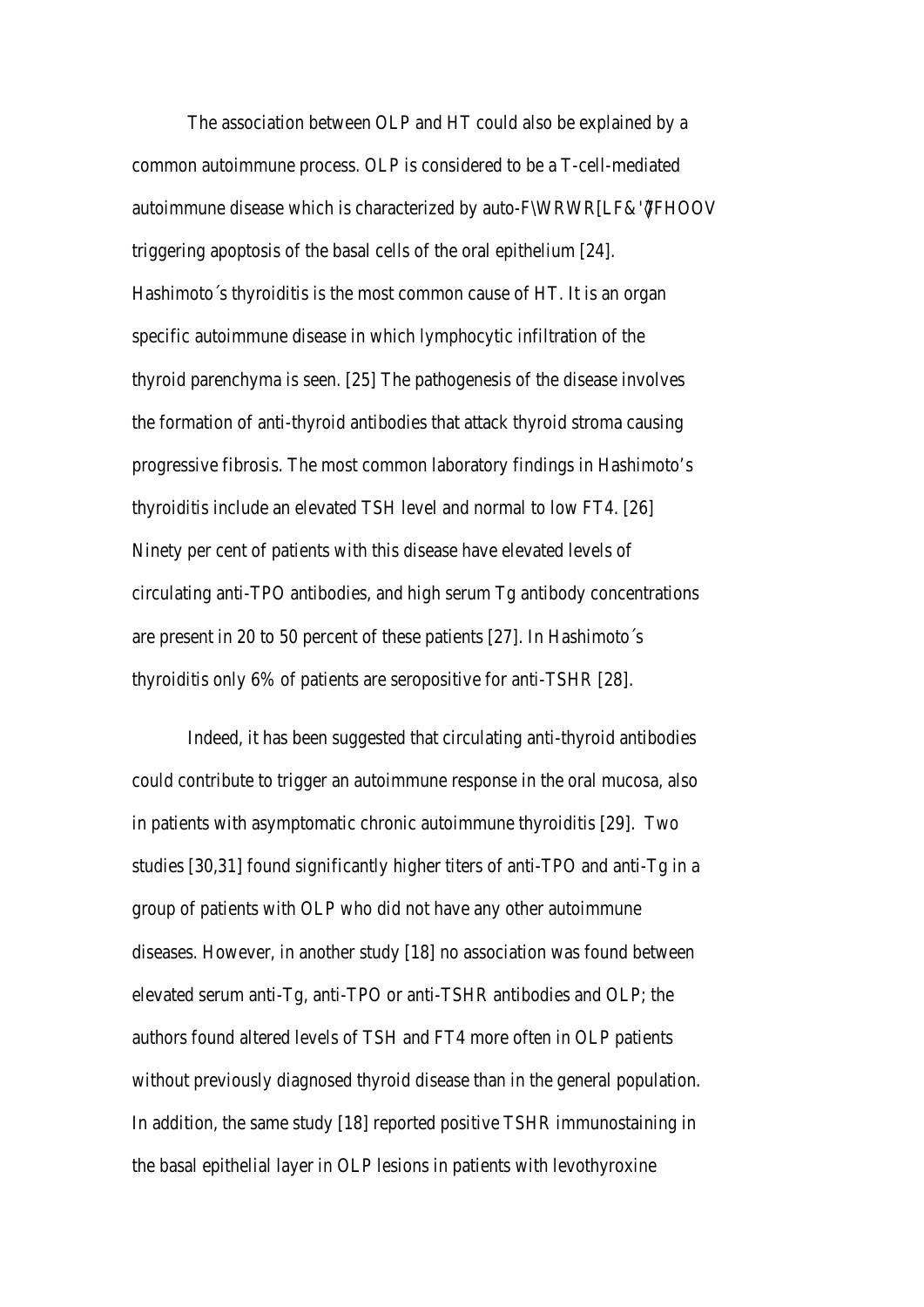The association between OLP and HT could also be explained by a common autoimmune process. OLP is considered to be a T-cell-mediated autoimmune disease which is characterized by auto-F\WRWR[LF&'7FHOOV triggering apoptosis of the basal cells of the oral epithelium [24]. Hashimoto´s thyroiditis is the most common cause of HT. It is an organ specific autoimmune disease in which lymphocytic infiltration of the thyroid parenchyma is seen. [25] The pathogenesis of the disease involves the formation of anti-thyroid antibodies that attack thyroid stroma causing progressive fibrosis. The most common laboratory findings in Hashimoto's thyroiditis include an elevated TSH level and normal to low FT4. [26] Ninety per cent of patients with this disease have elevated levels of circulating anti-TPO antibodies, and high serum Tg antibody concentrations are present in 20 to 50 percent of these patients [27]. In Hashimoto´s thyroiditis only 6% of patients are seropositive for anti-TSHR [28].

Indeed, it has been suggested that circulating anti-thyroid antibodies could contribute to trigger an autoimmune response in the oral mucosa, also in patients with asymptomatic chronic autoimmune thyroiditis [29]. Two studies [30,31] found significantly higher titers of anti-TPO and anti-Tg in a group of patients with OLP who did not have any other autoimmune diseases. However, in another study [18] no association was found between elevated serum anti-Tg, anti-TPO or anti-TSHR antibodies and OLP; the authors found altered levels of TSH and FT4 more often in OLP patients without previously diagnosed thyroid disease than in the general population. In addition, the same study [18] reported positive TSHR immunostaining in the basal epithelial layer in OLP lesions in patients with levothyroxine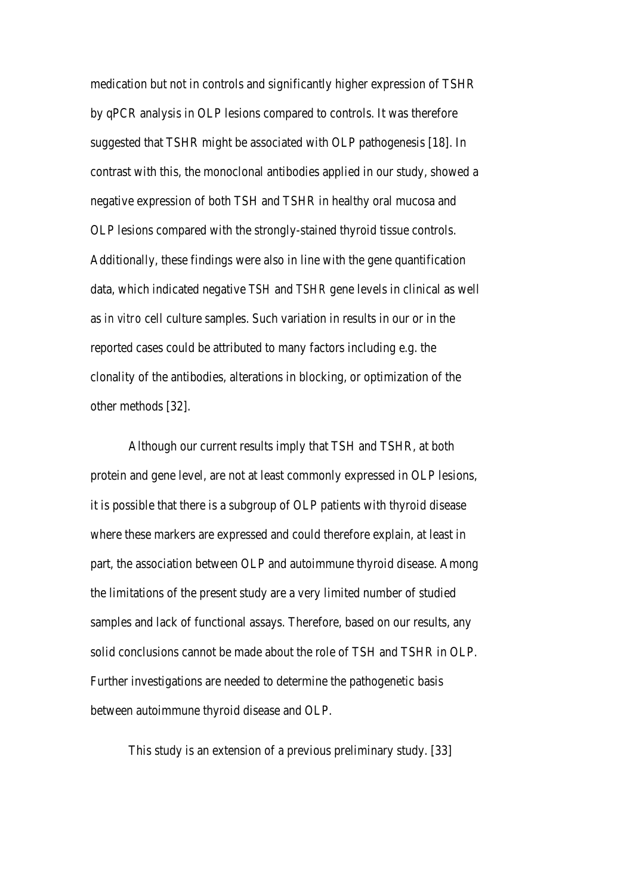medication but not in controls and significantly higher expression of TSHR by qPCR analysis in OLP lesions compared to controls. It was therefore suggested that TSHR might be associated with OLP pathogenesis [18]. In contrast with this, the monoclonal antibodies applied in our study, showed a negative expression of both TSH and TSHR in healthy oral mucosa and OLP lesions compared with the strongly-stained thyroid tissue controls. Additionally, these findings were also in line with the gene quantification data, which indicated negative *TSH* and *TSHR* gene levels in clinical as well as *in vitro* cell culture samples. Such variation in results in our or in the reported cases could be attributed to many factors including e.g. the clonality of the antibodies, alterations in blocking, or optimization of the other methods [32].

Although our current results imply that TSH and TSHR, at both protein and gene level, are not at least commonly expressed in OLP lesions, it is possible that there is a subgroup of OLP patients with thyroid disease where these markers are expressed and could therefore explain, at least in part, the association between OLP and autoimmune thyroid disease. Among the limitations of the present study are a very limited number of studied samples and lack of functional assays. Therefore, based on our results, any solid conclusions cannot be made about the role of TSH and TSHR in OLP. Further investigations are needed to determine the pathogenetic basis between autoimmune thyroid disease and OLP.

This study is an extension of a previous preliminary study. [33]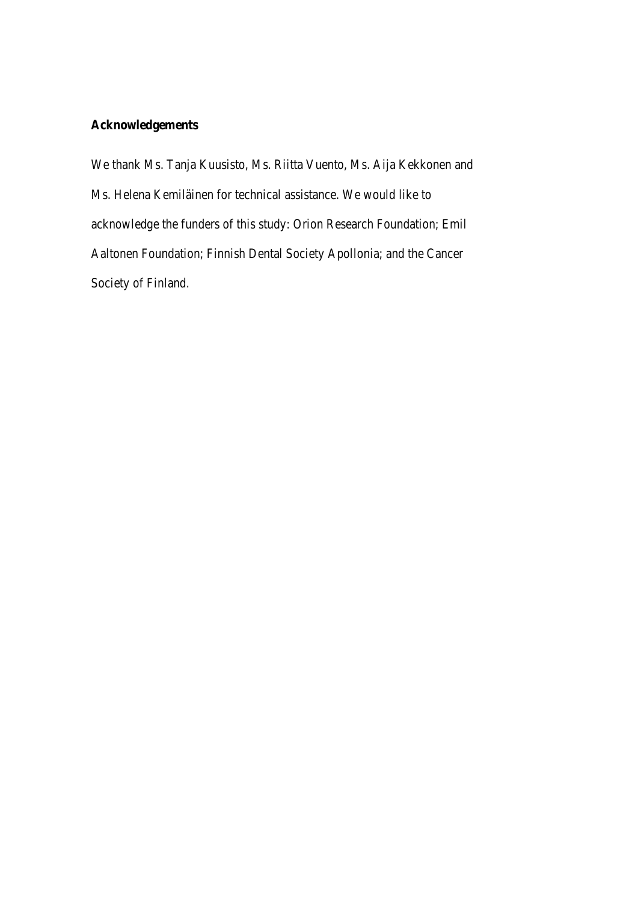**Acknowledgements**

We thank Ms. Tanja Kuusisto, Ms. Riitta Vuento, Ms. Aija Kekkonen and Ms. Helena Kemiläinen for technical assistance. We would like to acknowledge the funders of this study: Orion Research Foundation; Emil Aaltonen Foundation; Finnish Dental Society Apollonia; and the Cancer Society of Finland.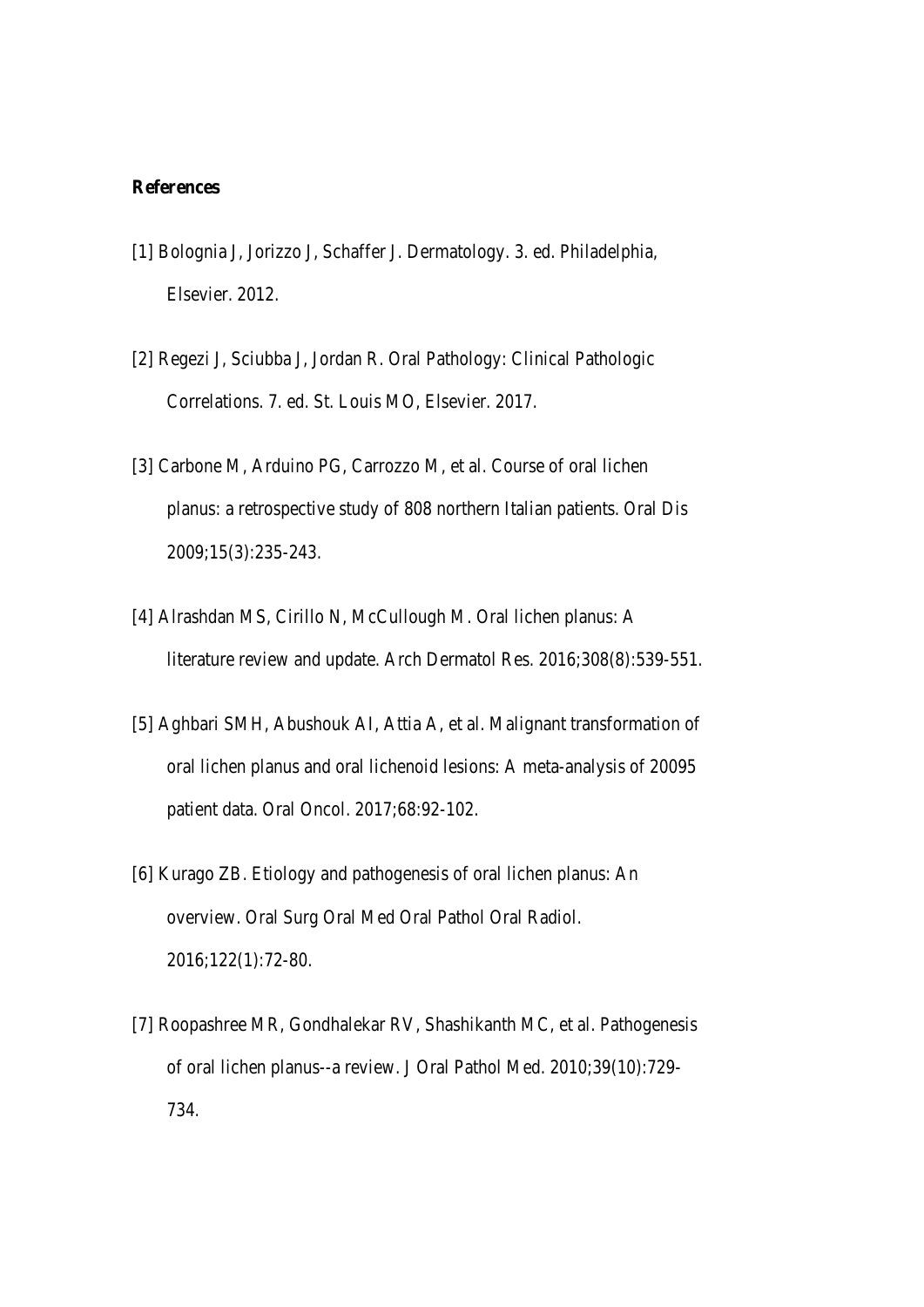**References**

[1] Bolognia J, Jorizzo J, Schaffer J. Dermatology. 3. ed. Philadelphia, Elsevier. 2012.

[2] Regezi J, Sciubba J, Jordan R. Oral Pathology: Clinical Pathologic Correlations. 7. ed. St. Louis MO, Elsevier. 2017.

[3] Carbone M, Arduino PG, Carrozzo M, et al. Course of oral lichen planus: a retrospective study of 808 northern Italian patients. Oral Dis 2009;15(3):235-243.

[4] Alrashdan MS, Cirillo N, McCullough M. Oral lichen planus: A literature review and update. Arch Dermatol Res. 2016;308(8):539-551.

[5] Aghbari SMH, Abushouk AI, Attia A, et al. Malignant transformation of oral lichen planus and oral lichenoid lesions: A meta-analysis of 20095 patient data. Oral Oncol. 2017;68:92-102.

[6] Kurago ZB. Etiology and pathogenesis of oral lichen planus: An overview. Oral Surg Oral Med Oral Pathol Oral Radiol. 2016;122(1):72-80.

[7] Roopashree MR, Gondhalekar RV, Shashikanth MC, et al. Pathogenesis of oral lichen planus--a review. J Oral Pathol Med. 2010;39(10):729-734.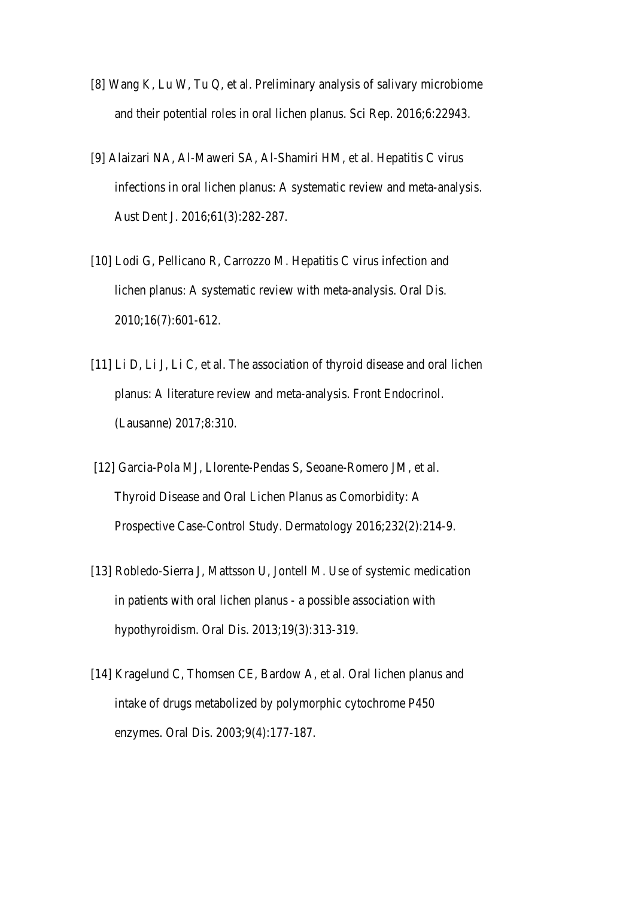[8] Wang K, Lu W, Tu Q, et al. Preliminary analysis of salivary microbiome and their potential roles in oral lichen planus. Sci Rep. 2016;6:22943.

[9] Alaizari NA, Al-Maweri SA, Al-Shamiri HM, et al. Hepatitis C virus infections in oral lichen planus: A systematic review and meta-analysis. Aust Dent J. 2016;61(3):282-287.

[10] Lodi G, Pellicano R, Carrozzo M. Hepatitis C virus infection and lichen planus: A systematic review with meta-analysis. Oral Dis. 2010;16(7):601-612.

[11] Li D, Li J, Li C, et al. The association of thyroid disease and oral lichen planus: A literature review and meta-analysis. Front Endocrinol. (Lausanne) 2017;8:310.

[12] Garcia-Pola MJ, Llorente-Pendas S, Seoane-Romero JM, et al. Thyroid Disease and Oral Lichen Planus as Comorbidity: A Prospective Case-Control Study. Dermatology 2016;232(2):214-9.

[13] Robledo-Sierra J, Mattsson U, Jontell M. Use of systemic medication in patients with oral lichen planus - a possible association with hypothyroidism. Oral Dis. 2013;19(3):313-319.

[14] Kragelund C, Thomsen CE, Bardow A, et al. Oral lichen planus and intake of drugs metabolized by polymorphic cytochrome P450 enzymes. Oral Dis. 2003;9(4):177-187.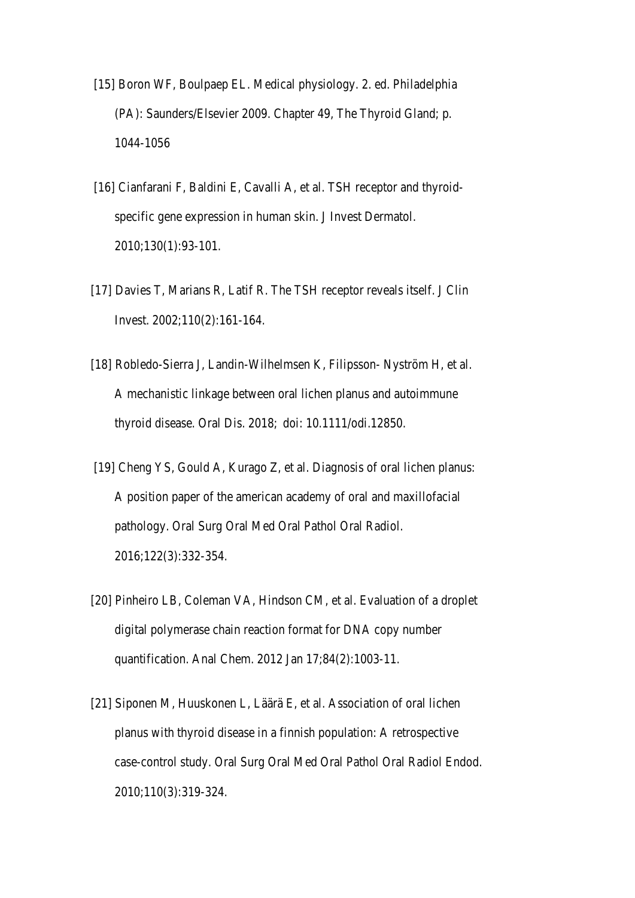[15] Boron WF, Boulpaep EL. Medical physiology. 2. ed. Philadelphia (PA): Saunders/Elsevier 2009. Chapter 49, The Thyroid Gland; p. 1044-1056

[16] Cianfarani F, Baldini E, Cavalli A, et al. TSH receptor and thyroid-specific gene expression in human skin. J Invest Dermatol. 2010;130(1):93-101.

[17] Davies T, Marians R, Latif R. The TSH receptor reveals itself. J Clin Invest. 2002;110(2):161-164.

[18] Robledo-Sierra J, Landin-Wilhelmsen K, Filipsson- Nyström H, et al. A mechanistic linkage between oral lichen planus and autoimmune thyroid disease. Oral Dis. 2018; doi: 10.1111/odi.12850.

[19] Cheng YS, Gould A, Kurago Z, et al. Diagnosis of oral lichen planus: A position paper of the american academy of oral and maxillofacial pathology. Oral Surg Oral Med Oral Pathol Oral Radiol. 2016;122(3):332-354.

[20] Pinheiro LB, Coleman VA, Hindson CM, et al. Evaluation of a droplet digital polymerase chain reaction format for DNA copy number quantification. Anal Chem. 2012 Jan 17;84(2):1003-11.

[21] Siponen M, Huuskonen L, Läärä E, et al. Association of oral lichen planus with thyroid disease in a finnish population: A retrospective case-control study. Oral Surg Oral Med Oral Pathol Oral Radiol Endod. 2010;110(3):319-324.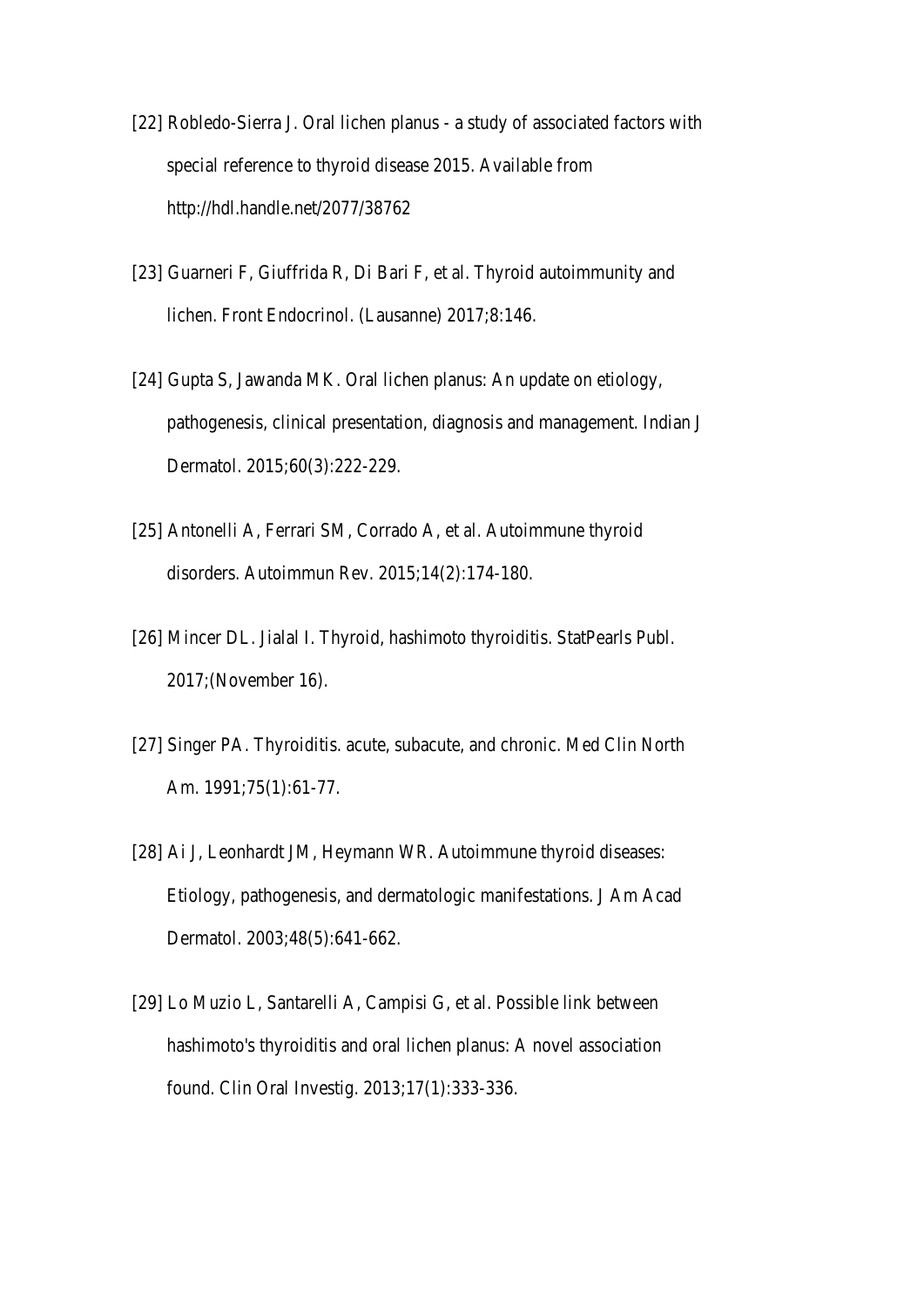[22] Robledo-Sierra J. Oral lichen planus - a study of associated factors with special reference to thyroid disease 2015. Available from http://hdl.handle.net/2077/38762

[23] Guarneri F, Giuffrida R, Di Bari F, et al. Thyroid autoimmunity and lichen. Front Endocrinol. (Lausanne) 2017;8:146.

[24] Gupta S, Jawanda MK. Oral lichen planus: An update on etiology, pathogenesis, clinical presentation, diagnosis and management. Indian J Dermatol. 2015;60(3):222-229.

[25] Antonelli A, Ferrari SM, Corrado A, et al. Autoimmune thyroid disorders. Autoimmun Rev. 2015;14(2):174-180.

[26] Mincer DL. Jialal I. Thyroid, hashimoto thyroiditis. StatPearls Publ. 2017;(November 16).

[27] Singer PA. Thyroiditis. acute, subacute, and chronic. Med Clin North Am. 1991;75(1):61-77.

[28] Ai J, Leonhardt JM, Heymann WR. Autoimmune thyroid diseases: Etiology, pathogenesis, and dermatologic manifestations. J Am Acad Dermatol. 2003;48(5):641-662.

[29] Lo Muzio L, Santarelli A, Campisi G, et al. Possible link between hashimoto's thyroiditis and oral lichen planus: A novel association found. Clin Oral Investig. 2013;17(1):333-336.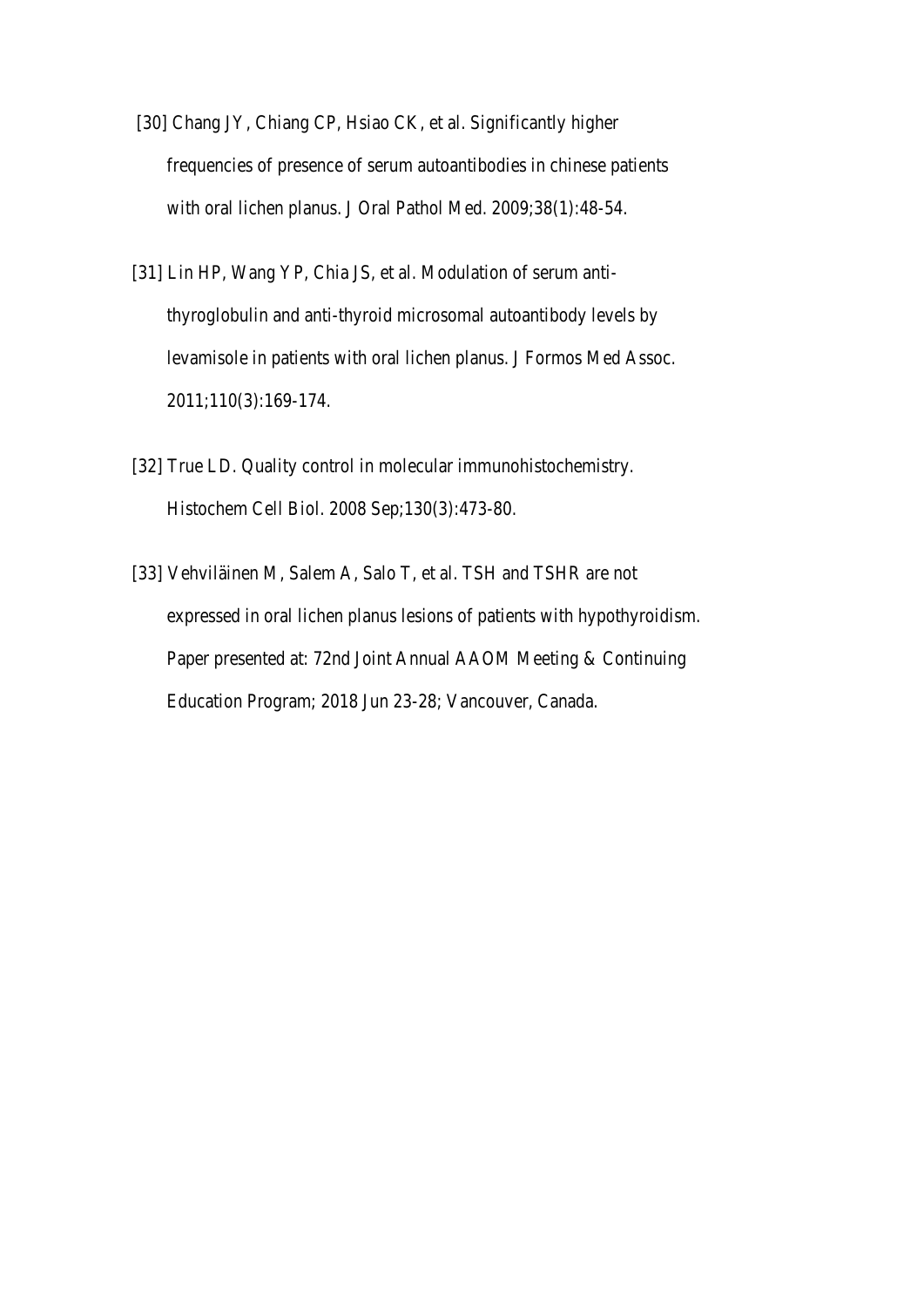[30] Chang JY, Chiang CP, Hsiao CK, et al. Significantly higher frequencies of presence of serum autoantibodies in chinese patients with oral lichen planus. J Oral Pathol Med. 2009;38(1):48-54.

[31] Lin HP, Wang YP, Chia JS, et al. Modulation of serum anti-thyroglobulin and anti-thyroid microsomal autoantibody levels by levamisole in patients with oral lichen planus. J Formos Med Assoc. 2011;110(3):169-174.

[32] True LD. Quality control in molecular immunohistochemistry. Histochem Cell Biol. 2008 Sep;130(3):473-80.

[33] Vehviläinen M, Salem A, Salo T, et al. TSH and TSHR are not expressed in oral lichen planus lesions of patients with hypothyroidism. Paper presented at: 72nd Joint Annual AAOM Meeting & Continuing Education Program; 2018 Jun 23-28; Vancouver, Canada.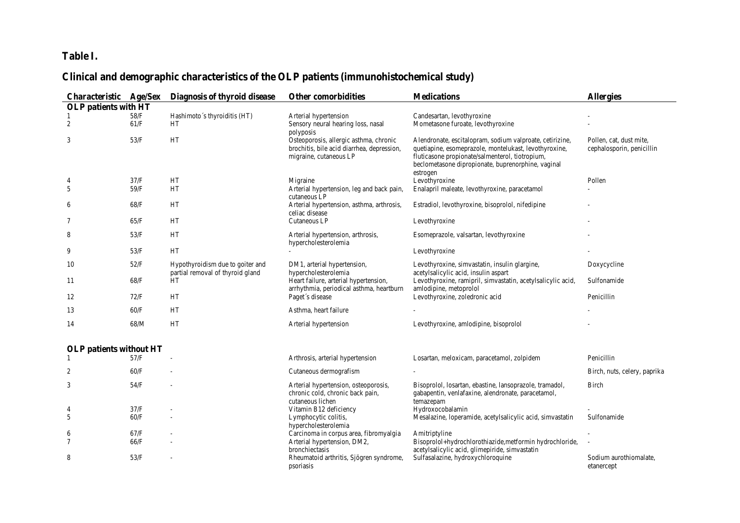**Table I.**

**Clinical and demographic characteristics of the OLP patients (immunohistochemical study)**

| Characteristic | Age/Sex | Diagnosis of thyroid disease | Other comorbidities | Medications | Allergies |
|---|---|---|---|---|---|
| **OLP patients with HT** | | | | | |
| 1 | 58/F | Hashimoto´s thyroiditis (HT) | Arterial hypertension | Candesartan, levothyroxine | - |
| 2 | 61/F | HT | Sensory neural hearing loss, nasal polyposis | Mometasone furoate, levothyroxine | - |
| 3 | 53/F | HT | Osteoporosis, allergic asthma, chronic brochitis, bile acid diarrhea, depression, migraine, cutaneous LP | Alendronate, escitalopram, sodium valproate, cetirizine, quetiapine, esomeprazole, montelukast, levothyroxine, fluticasone propionate/salmenterol, tiotropium, beclometasone dipropionate, buprenorphine, vaginal estrogen | Pollen, cat, dust mite, cephalosporin, penicillin |
| 4 | 37/F | HT | Migraine | Levothyroxine | Pollen |
| 5 | 59/F | HT | Arterial hypertension, leg and back pain, cutaneous LP | Enalapril maleate, levothyroxine, paracetamol | - |
| 6 | 68/F | HT | Arterial hypertension, asthma, arthrosis, celiac disease | Estradiol, levothyroxine, bisoprolol, nifedipine | - |
| 7 | 65/F | HT | Cutaneous LP | Levothyroxine | - |
| 8 | 53/F | HT | Arterial hypertension, arthrosis, hypercholesterolemia | Esomeprazole, valsartan, levothyroxine | - |
| 9 | 53/F | HT | - | Levothyroxine | - |
| 10 | 52/F | Hypothyroidism due to goiter and partial removal of thyroid gland | DM1, arterial hypertension, hypercholesterolemia | Levothyroxine, simvastatin, insulin glargine, acetylsalicylic acid, insulin aspart | Doxycycline |
| 11 | 68/F | HT | Heart failure, arterial hypertension, arrhythmia, periodical asthma, heartburn | Levothyroxine, ramipril, simvastatin, acetylsalicylic acid, amlodipine, metoprolol | Sulfonamide |
| 12 | 72/F | HT | Paget´s disease | Levothyroxine, zoledronic acid | Penicillin |
| 13 | 60/F | HT | Asthma, heart failure | - | - |
| 14 | 68/M | HT | Arterial hypertension | Levothyroxine, amlodipine, bisoprolol | - |
| **OLP patients without HT** | | | | | |
| 1 | 57/F | - | Arthrosis, arterial hypertension | Losartan, meloxicam, paracetamol, zolpidem | Penicillin |
| 2 | 60/F | - | Cutaneous dermografism | - | Birch, nuts, celery, paprika |
| 3 | 54/F | - | Arterial hypertension, osteoporosis, chronic cold, chronic back pain, cutaneous lichen | Bisoprolol, losartan, ebastine, lansoprazole, tramadol, gabapentin, venlafaxine, alendronate, paracetamol, temazepam | Birch |
| 4 | 37/F | - | Vitamin B12 deficiency | Hydroxocobalamin | - |
| 5 | 60/F | - | Lymphocytic colitis, hypercholesterolemia | Mesalazine, loperamide, acetylsalicylic acid, simvastatin | Sulfonamide |
| 6 | 67/F | - | Carcinoma in corpus area, fibromyalgia | Amitriptyline | - |
| 7 | 66/F | - | Arterial hypertension, DM2, bronchiectasis | Bisoprolol+hydrochlorothiazide,metformin hydrochloride, acetylsalicylic acid, glimepiride, simvastatin | - |
| 8 | 53/F | - | Rheumatoid arthritis, Sjögren syndrome, psoriasis | Sulfasalazine, hydroxychloroquine | Sodium aurothiomalate, etanercept |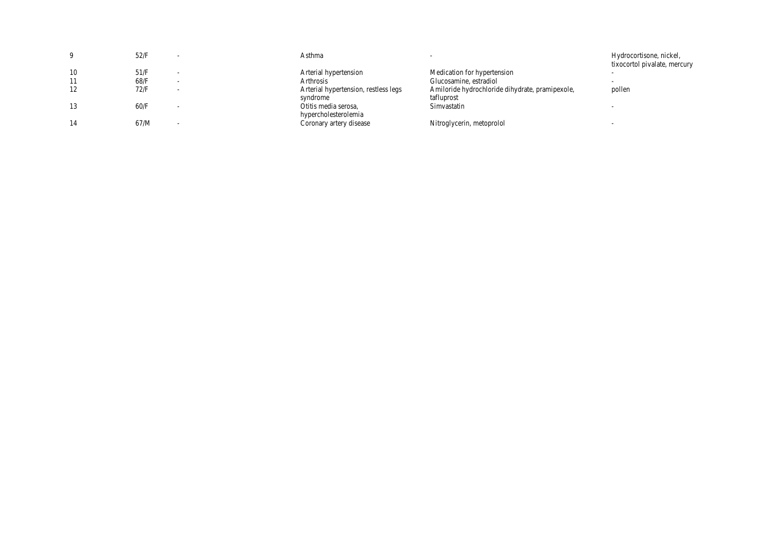| | | | | | |
|---|---|---|---|---|---|
| 9 | 52/F | - | Asthma | - | Hydrocortisone, nickel, tixocortol pivalate, mercury |
| 10 | 51/F | - | Arterial hypertension | Medication for hypertension | - |
| 11 | 68/F | - | Arthrosis | Glucosamine, estradiol | - |
| 12 | 72/F | - | Arterial hypertension, restless legs syndrome | Amiloride hydrochloride dihydrate, pramipexole, tafluprost | pollen |
| 13 | 60/F | - | Otitis media serosa, hypercholesterolemia | Simvastatin | - |
| 14 | 67/M | - | Coronary artery disease | Nitroglycerin, metoprolol | - |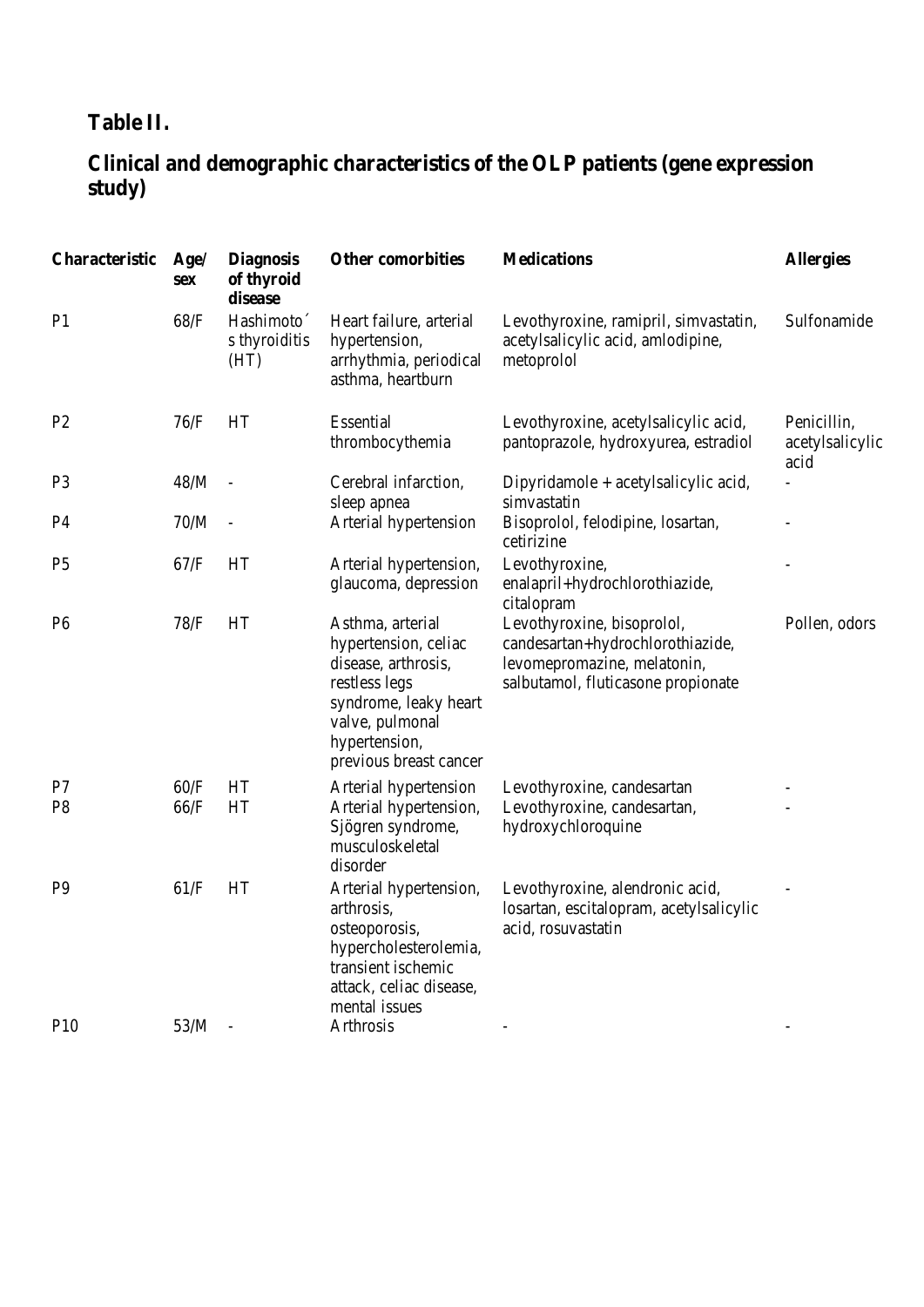**Table II.**

**Clinical and demographic characteristics of the OLP patients (gene expression study)**

| Characteristic | Age/ sex | Diagnosis of thyroid disease | Other comorbities | Medications | Allergies |
|---|---|---|---|---|---|
| P1 | 68/F | Hashimoto´s thyroiditis (HT) | Heart failure, arterial hypertension, arrhythmia, periodical asthma, heartburn | Levothyroxine, ramipril, simvastatin, acetylsalicylic acid, amlodipine, metoprolol | Sulfonamide |
| P2 | 76/F | HT | Essential thrombocythemia | Levothyroxine, acetylsalicylic acid, pantoprazole, hydroxyurea, estradiol | Penicillin, acetylsalicylic acid |
| P3 | 48/M | - | Cerebral infarction, sleep apnea | Dipyridamole + acetylsalicylic acid, simvastatin | - |
| P4 | 70/M | - | Arterial hypertension | Bisoprolol, felodipine, losartan, cetirizine | - |
| P5 | 67/F | HT | Arterial hypertension, glaucoma, depression | Levothyroxine, enalapril+hydrochlorothiazide, citalopram | - |
| P6 | 78/F | HT | Asthma, arterial hypertension, celiac disease, arthrosis, restless legs syndrome, leaky heart valve, pulmonal hypertension, previous breast cancer | Levothyroxine, bisoprolol, candesartan+hydrochlorothiazide, levomepromazine, melatonin, salbutamol, fluticasone propionate | Pollen, odors |
| P7 | 60/F | HT | Arterial hypertension | Levothyroxine, candesartan | - |
| P8 | 66/F | HT | Arterial hypertension, Sjögren syndrome, musculoskeletal disorder | Levothyroxine, candesartan, hydroxychloroquine | - |
| P9 | 61/F | HT | Arterial hypertension, arthrosis, osteoporosis, hypercholesterolemia, transient ischemic attack, celiac disease, mental issues | Levothyroxine, alendronic acid, losartan, escitalopram, acetylsalicylic acid, rosuvastatin | - |
| P10 | 53/M | - | Arthrosis | - | - |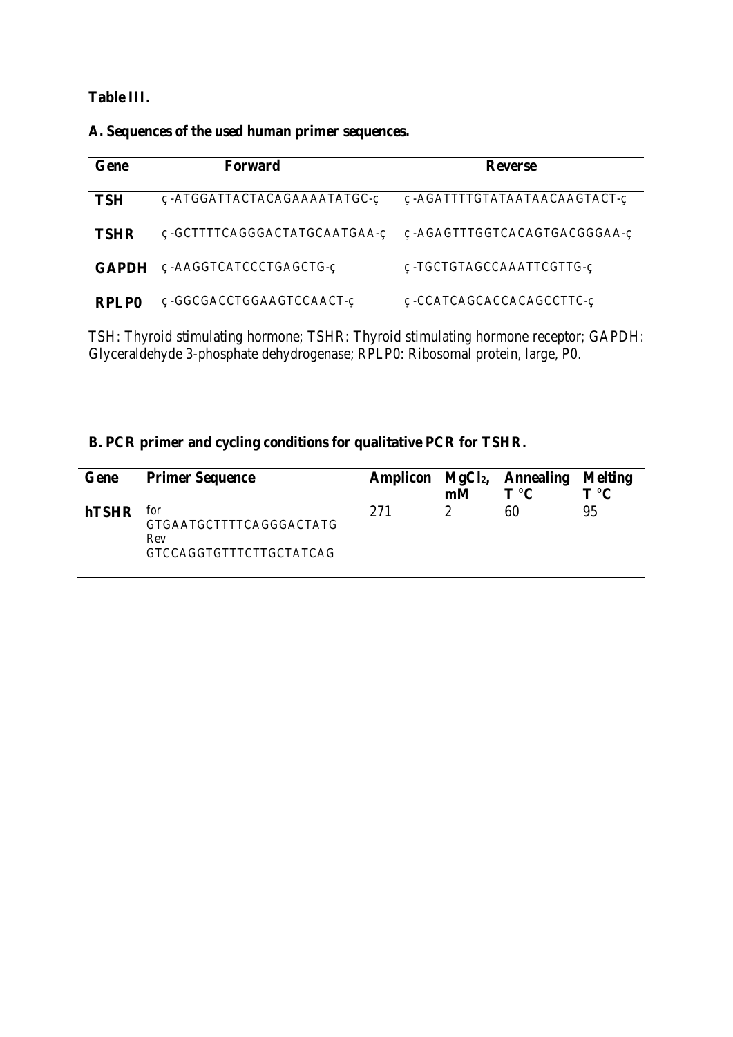**Table III.**

**A. Sequences of the used human primer sequences.**

| Gene | Forward | Reverse |
|---|---|---|
| **TSH** | ç-ATGGATTACTACAGAAAATATGC-ç | ç-AGATTTTGTATAATAACAAGTACT-ç |
| **TSHR** | ç-GCTTTTCAGGGACTATGCAATGAA-ç | ç-AGAGTTTGGTCACAGTGACGGGAA-ç |
| **GAPDH** | ç-AAGGTCATCCCTGAGCTG-ç | ç-TGCTGTAGCCAAATTCGTTG-ç |
| **RPLP0** | ç-GGCGACCTGGAAGTCCAACT-ç | ç-CCATCAGCACCACAGCCTTC-ç |

TSH: Thyroid stimulating hormone; TSHR: Thyroid stimulating hormone receptor; GAPDH: Glyceraldehyde 3-phosphate dehydrogenase; RPLP0: Ribosomal protein, large, P0.

**B. PCR primer and cycling conditions for qualitative PCR for TSHR.**

| Gene | Primer Sequence | Amplicon | $MgCl_2$, mM | Annealing T °C | Melting T °C |
|---|---|---|---|---|---|
| **hTSHR** | for GTGAATGCTTTTCAGGGACTATG Rev GTCCAGGTGTTTCTTGCTATCAG | 271 | 2 | 60 | 95 |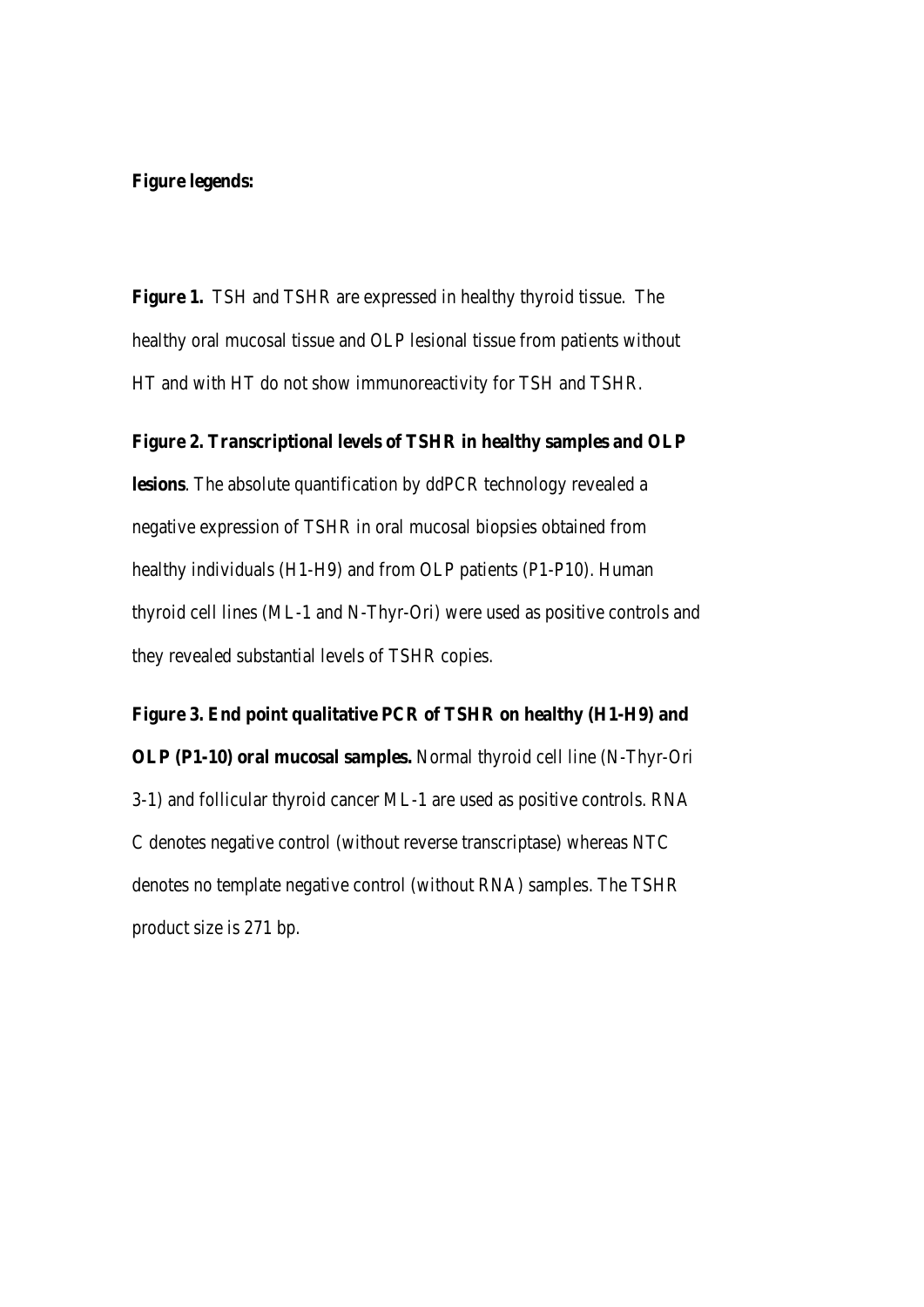**Figure legends:**

**Figure 1.** TSH and TSHR are expressed in healthy thyroid tissue. The healthy oral mucosal tissue and OLP lesional tissue from patients without HT and with HT do not show immunoreactivity for TSH and TSHR.

**Figure 2. Transcriptional levels of TSHR in healthy samples and OLP lesions**. The absolute quantification by ddPCR technology revealed a negative expression of TSHR in oral mucosal biopsies obtained from healthy individuals (H1-H9) and from OLP patients (P1-P10). Human thyroid cell lines (ML-1 and N-Thyr-Ori) were used as positive controls and they revealed substantial levels of TSHR copies.

**Figure 3. End point qualitative PCR of TSHR on healthy (H1-H9) and OLP (P1-10) oral mucosal samples.** Normal thyroid cell line (N-Thyr-Ori 3-1) and follicular thyroid cancer ML-1 are used as positive controls. RNA C denotes negative control (without reverse transcriptase) whereas NTC denotes no template negative control (without RNA) samples. The TSHR product size is 271 bp.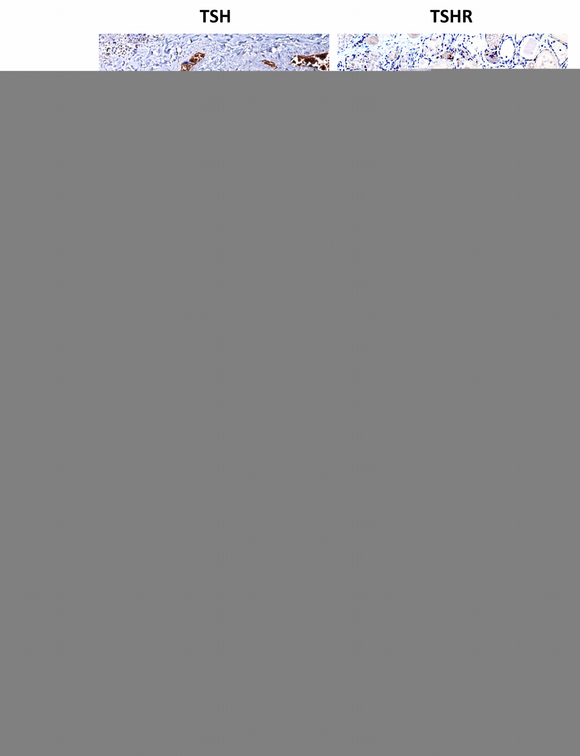## TSH

## TSHR